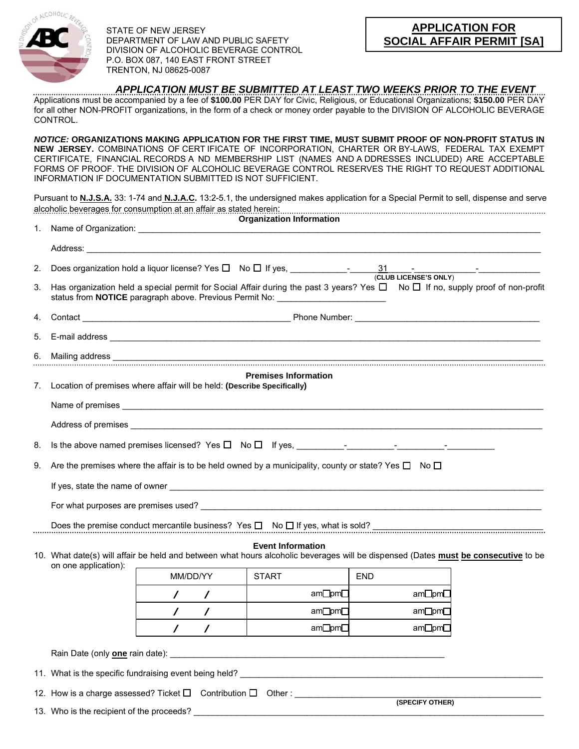STATE OF NEW JERSEY
DEPARTMENT OF LAW AND PUBLIC SAFETY
DIVISION OF ALCOHOLIC BEVERAGE CONTROL
P.O. BOX 087, 140 EAST FRONT STREET
TRENTON, NJ 08625-0087

# APPLICATION FOR SOCIAL AFFAIR PERMIT [SA]

***APPLICATION MUST BE SUBMITTED AT LEAST TWO WEEKS PRIOR TO THE EVENT***

Applications must be accompanied by a fee of **$100.00** PER DAY for Civic, Religious, or Educational Organizations; **$150.00** PER DAY for all other NON-PROFIT organizations, in the form of a check or money order payable to the DIVISION OF ALCOHOLIC BEVERAGE CONTROL.

***NOTICE:*** **ORGANIZATIONS MAKING APPLICATION FOR THE FIRST TIME, MUST SUBMIT PROOF OF NON-PROFIT STATUS IN NEW JERSEY.** COMBINATIONS OF CERTIFICATE OF INCORPORATION, CHARTER OR BY-LAWS, FEDERAL TAX EXEMPT CERTIFICATE, FINANCIAL RECORDS AND MEMBERSHIP LIST (NAMES AND ADDRESSES INCLUDED) ARE ACCEPTABLE FORMS OF PROOF. THE DIVISION OF ALCOHOLIC BEVERAGE CONTROL RESERVES THE RIGHT TO REQUEST ADDITIONAL INFORMATION IF DOCUMENTATION SUBMITTED IS NOT SUFFICIENT.

Pursuant to **N.J.S.A.** 33: 1-74 and **N.J.A.C.** 13:2-5.1, the undersigned makes application for a Special Permit to sell, dispense and serve alcoholic beverages for consumption at an affair as stated herein:

## Organization Information

1. Name of Organization: ______________________________

   Address: ______________________________

2. Does organization hold a liquor license? Yes ☐ No ☐ If yes, __________-__31__-__________-__________ (**CLUB LICENSE'S ONLY**)

3. Has organization held a special permit for Social Affair during the past 3 years? Yes ☐ No ☐ If no, supply proof of non-profit status from **NOTICE** paragraph above. Previous Permit No: ____________________

4. Contact ______________________________ Phone Number: ______________________________

5. E-mail address ______________________________

6. Mailing address ______________________________

## Premises Information

7. Location of premises where affair will be held: **(Describe Specifically)**

   Name of premises ______________________________

   Address of premises ______________________________

8. Is the above named premises licensed? Yes ☐ No ☐ If yes, __________-__________-__________-__________

9. Are the premises where the affair is to be held owned by a municipality, county or state? Yes ☐ No ☐

   If yes, state the name of owner ______________________________

   For what purposes are premises used? ______________________________

   Does the premise conduct mercantile business? Yes ☐ No ☐ If yes, what is sold? ______________________________

## Event Information

10. What date(s) will affair be held and between what hours alcoholic beverages will be dispensed (Dates **must be consecutive** to be on one application):

| MM/DD/YY | START | END |
|---|---|---|
| / / | am☐pm☐ | am☐pm☐ |
| / / | am☐pm☐ | am☐pm☐ |
| / / | am☐pm☐ | am☐pm☐ |

   Rain Date (only **one** rain date): ______________________________

11. What is the specific fundraising event being held? ______________________________

12. How is a charge assessed? Ticket ☐ Contribution ☐ Other : ______________________________ **(SPECIFY OTHER)**

13. Who is the recipient of the proceeds? ______________________________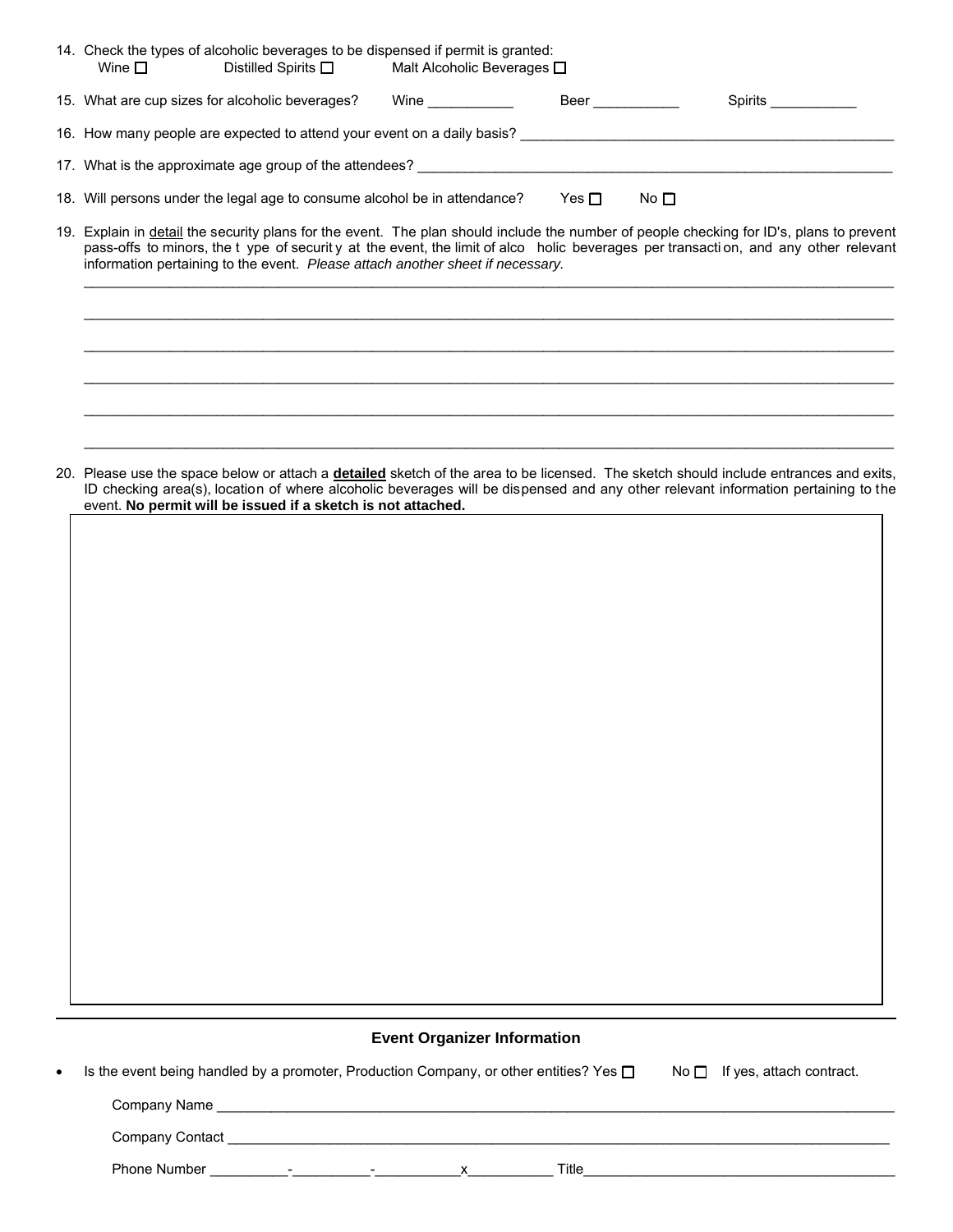14. Check the types of alcoholic beverages to be dispensed if permit is granted:
    Wine ☐ Distilled Spirits ☐ Malt Alcoholic Beverages ☐

15. What are cup sizes for alcoholic beverages? Wine ___________ Beer ___________ Spirits ___________

16. How many people are expected to attend your event on a daily basis? ______________________________________________

17. What is the approximate age group of the attendees? ______________________________________________

18. Will persons under the legal age to consume alcohol be in attendance? Yes ☐ No ☐

19. Explain in detail the security plans for the event. The plan should include the number of people checking for ID's, plans to prevent pass-offs to minors, the type of security at the event, the limit of alcoholic beverages per transaction, and any other relevant information pertaining to the event. *Please attach another sheet if necessary.*

    ______________________________________________________________________________________________

    ______________________________________________________________________________________________

    ______________________________________________________________________________________________

    ______________________________________________________________________________________________

    ______________________________________________________________________________________________

    ______________________________________________________________________________________________

20. Please use the space below or attach a **detailed** sketch of the area to be licensed. The sketch should include entrances and exits, ID checking area(s), location of where alcoholic beverages will be dispensed and any other relevant information pertaining to the event. **No permit will be issued if a sketch is not attached.**

## Event Organizer Information

- Is the event being handled by a promoter, Production Company, or other entities? Yes ☐ No ☐ If yes, attach contract.

  Company Name ______________________________________________________________________________

  Company Contact ____________________________________________________________________________

  Phone Number __________-__________-___________x___________ Title________________________________________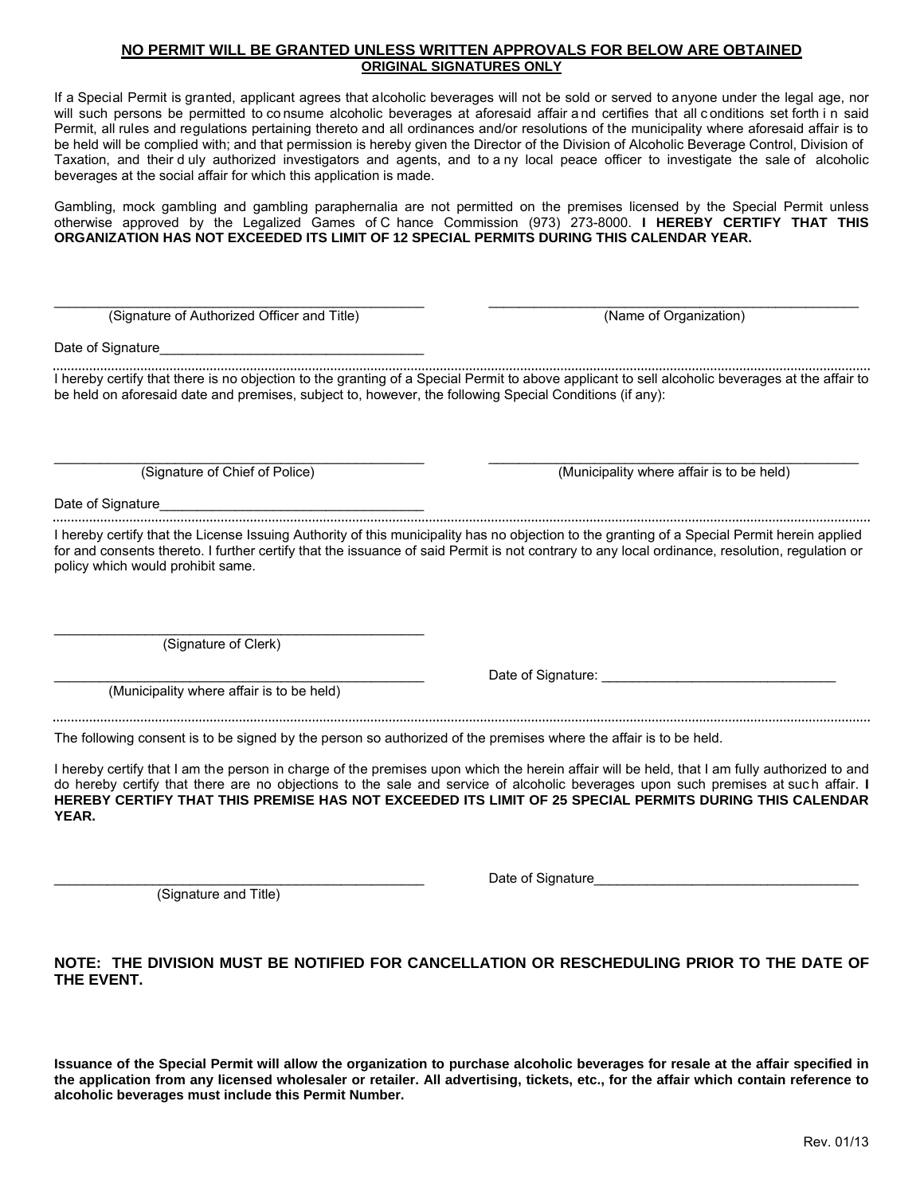**NO PERMIT WILL BE GRANTED UNLESS WRITTEN APPROVALS FOR BELOW ARE OBTAINED**
**ORIGINAL SIGNATURES ONLY**

If a Special Permit is granted, applicant agrees that alcoholic beverages will not be sold or served to anyone under the legal age, nor will such persons be permitted to consume alcoholic beverages at aforesaid affair and certifies that all conditions set forth in said Permit, all rules and regulations pertaining thereto and all ordinances and/or resolutions of the municipality where aforesaid affair is to be held will be complied with; and that permission is hereby given the Director of the Division of Alcoholic Beverage Control, Division of Taxation, and their duly authorized investigators and agents, and to any local peace officer to investigate the sale of alcoholic beverages at the social affair for which this application is made.

Gambling, mock gambling and gambling paraphernalia are not permitted on the premises licensed by the Special Permit unless otherwise approved by the Legalized Games of Chance Commission (973) 273-8000. **I HEREBY CERTIFY THAT THIS ORGANIZATION HAS NOT EXCEEDED ITS LIMIT OF 12 SPECIAL PERMITS DURING THIS CALENDAR YEAR.**

\_\_\_\_\_\_\_\_\_\_\_\_\_\_\_\_\_\_\_\_\_\_\_\_\_\_\_\_\_\_\_\_\_\_\_\_\_\_\_\_ (Signature of Authorized Officer and Title)

\_\_\_\_\_\_\_\_\_\_\_\_\_\_\_\_\_\_\_\_\_\_\_\_\_\_\_\_\_\_\_\_\_\_\_\_\_\_\_\_ (Name of Organization)

Date of Signature\_\_\_\_\_\_\_\_\_\_\_\_\_\_\_\_\_\_\_\_\_\_\_\_\_\_\_\_\_\_

---

I hereby certify that there is no objection to the granting of a Special Permit to above applicant to sell alcoholic beverages at the affair to be held on aforesaid date and premises, subject to, however, the following Special Conditions (if any):

\_\_\_\_\_\_\_\_\_\_\_\_\_\_\_\_\_\_\_\_\_\_\_\_\_\_\_\_\_\_\_\_\_\_\_\_\_\_\_\_ (Signature of Chief of Police)

\_\_\_\_\_\_\_\_\_\_\_\_\_\_\_\_\_\_\_\_\_\_\_\_\_\_\_\_\_\_\_\_\_\_\_\_\_\_\_\_ (Municipality where affair is to be held)

Date of Signature\_\_\_\_\_\_\_\_\_\_\_\_\_\_\_\_\_\_\_\_\_\_\_\_\_\_\_\_\_\_

---

I hereby certify that the License Issuing Authority of this municipality has no objection to the granting of a Special Permit herein applied for and consents thereto. I further certify that the issuance of said Permit is not contrary to any local ordinance, resolution, regulation or policy which would prohibit same.

\_\_\_\_\_\_\_\_\_\_\_\_\_\_\_\_\_\_\_\_\_\_\_\_\_\_\_\_\_\_\_\_\_\_\_\_\_\_\_\_ (Signature of Clerk)

\_\_\_\_\_\_\_\_\_\_\_\_\_\_\_\_\_\_\_\_\_\_\_\_\_\_\_\_\_\_\_\_\_\_\_\_\_\_\_\_ (Municipality where affair is to be held)

Date of Signature: \_\_\_\_\_\_\_\_\_\_\_\_\_\_\_\_\_\_\_\_\_\_\_\_\_\_\_\_\_\_

---

The following consent is to be signed by the person so authorized of the premises where the affair is to be held.

I hereby certify that I am the person in charge of the premises upon which the herein affair will be held, that I am fully authorized to and do hereby certify that there are no objections to the sale and service of alcoholic beverages upon such premises at such affair. **I HEREBY CERTIFY THAT THIS PREMISE HAS NOT EXCEEDED ITS LIMIT OF 25 SPECIAL PERMITS DURING THIS CALENDAR YEAR.**

\_\_\_\_\_\_\_\_\_\_\_\_\_\_\_\_\_\_\_\_\_\_\_\_\_\_\_\_\_\_\_\_\_\_\_\_\_\_\_\_ (Signature and Title)

Date of Signature\_\_\_\_\_\_\_\_\_\_\_\_\_\_\_\_\_\_\_\_\_\_\_\_\_\_\_\_\_\_

**NOTE: THE DIVISION MUST BE NOTIFIED FOR CANCELLATION OR RESCHEDULING PRIOR TO THE DATE OF THE EVENT.**

**Issuance of the Special Permit will allow the organization to purchase alcoholic beverages for resale at the affair specified in the application from any licensed wholesaler or retailer. All advertising, tickets, etc., for the affair which contain reference to alcoholic beverages must include this Permit Number.**

Rev. 01/13